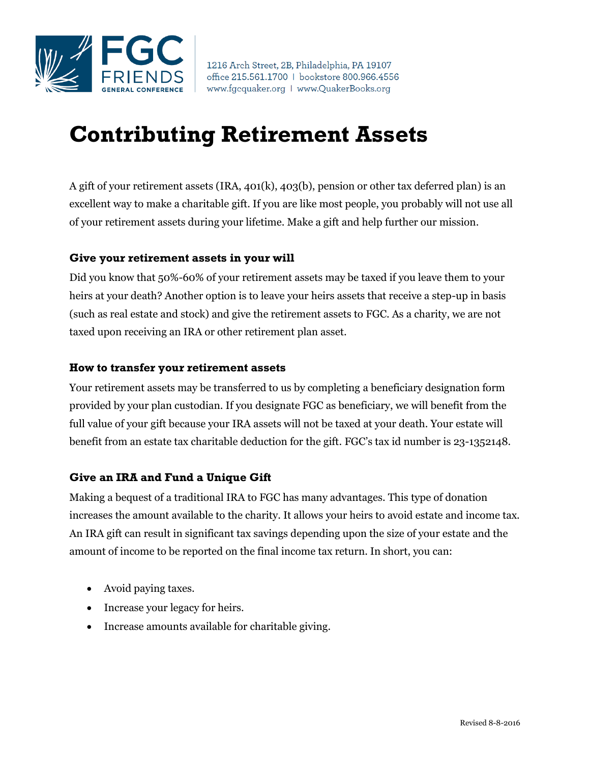FGC FRIENDS GENERAL CONFERENCE

1216 Arch Street, 2B, Philadelphia, PA 19107
office 215.561.1700 | bookstore 800.966.4556
www.fgcquaker.org | www.QuakerBooks.org

# Contributing Retirement Assets

A gift of your retirement assets (IRA, 401(k), 403(b), pension or other tax deferred plan) is an excellent way to make a charitable gift. If you are like most people, you probably will not use all of your retirement assets during your lifetime. Make a gift and help further our mission.

### Give your retirement assets in your will

Did you know that 50%-60% of your retirement assets may be taxed if you leave them to your heirs at your death? Another option is to leave your heirs assets that receive a step-up in basis (such as real estate and stock) and give the retirement assets to FGC. As a charity, we are not taxed upon receiving an IRA or other retirement plan asset.

### How to transfer your retirement assets

Your retirement assets may be transferred to us by completing a beneficiary designation form provided by your plan custodian. If you designate FGC as beneficiary, we will benefit from the full value of your gift because your IRA assets will not be taxed at your death. Your estate will benefit from an estate tax charitable deduction for the gift. FGC's tax id number is 23-1352148.

### Give an IRA and Fund a Unique Gift

Making a bequest of a traditional IRA to FGC has many advantages. This type of donation increases the amount available to the charity. It allows your heirs to avoid estate and income tax. An IRA gift can result in significant tax savings depending upon the size of your estate and the amount of income to be reported on the final income tax return. In short, you can:

- Avoid paying taxes.
- Increase your legacy for heirs.
- Increase amounts available for charitable giving.

Revised 8-8-2016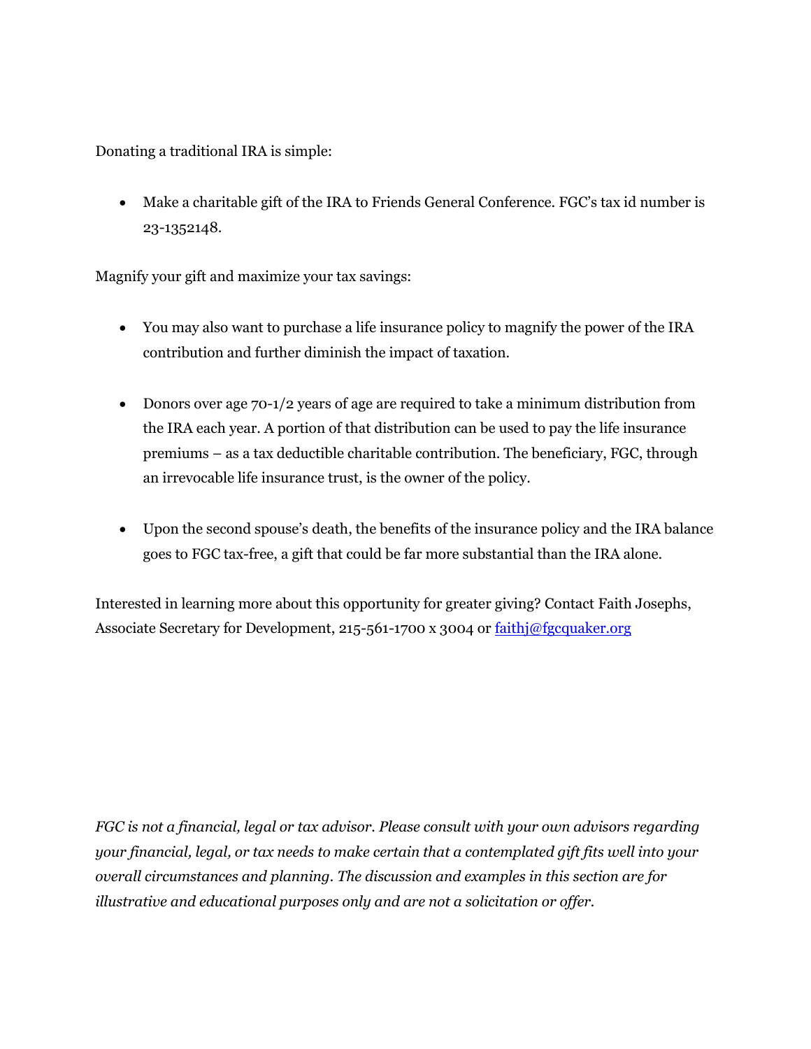Donating a traditional IRA is simple:

- Make a charitable gift of the IRA to Friends General Conference. FGC's tax id number is 23-1352148.

Magnify your gift and maximize your tax savings:

- You may also want to purchase a life insurance policy to magnify the power of the IRA contribution and further diminish the impact of taxation.

- Donors over age 70-1/2 years of age are required to take a minimum distribution from the IRA each year. A portion of that distribution can be used to pay the life insurance premiums – as a tax deductible charitable contribution. The beneficiary, FGC, through an irrevocable life insurance trust, is the owner of the policy.

- Upon the second spouse's death, the benefits of the insurance policy and the IRA balance goes to FGC tax-free, a gift that could be far more substantial than the IRA alone.

Interested in learning more about this opportunity for greater giving? Contact Faith Josephs, Associate Secretary for Development, 215-561-1700 x 3004 or [faithj@fgcquaker.org](mailto:faithj@fgcquaker.org)

*FGC is not a financial, legal or tax advisor. Please consult with your own advisors regarding your financial, legal, or tax needs to make certain that a contemplated gift fits well into your overall circumstances and planning. The discussion and examples in this section are for illustrative and educational purposes only and are not a solicitation or offer.*